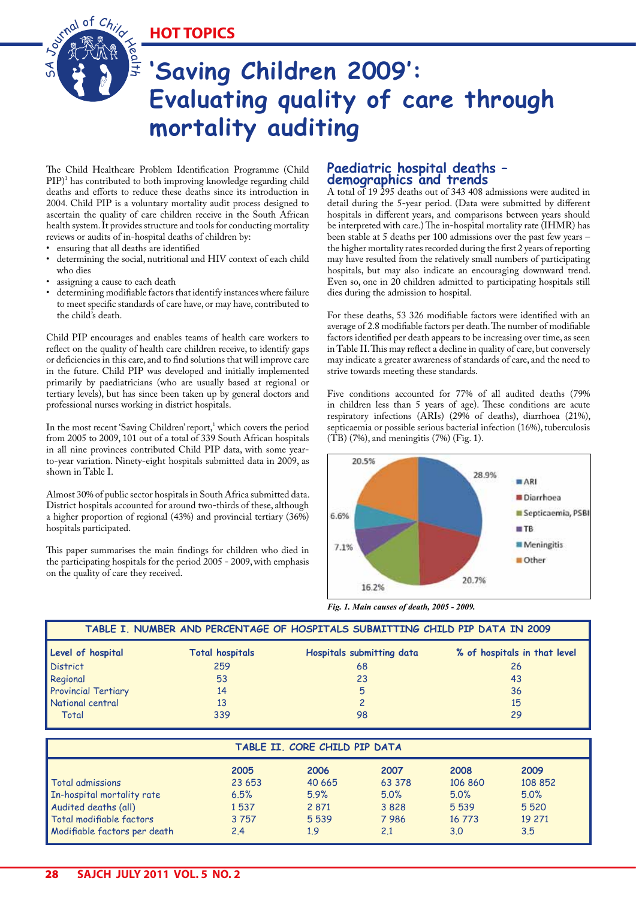HOT TOPICS

# 'Saving Children 2009': Evaluating quality of care through mortality auditing

The Child Healthcare Problem Identification Programme (Child PIP)[1] has contributed to both improving knowledge regarding child deaths and efforts to reduce these deaths since its introduction in 2004. Child PIP is a voluntary mortality audit process designed to ascertain the quality of care children receive in the South African health system. It provides structure and tools for conducting mortality reviews or audits of in-hospital deaths of children by:

- ensuring that all deaths are identified
- determining the social, nutritional and HIV context of each child who dies
- assigning a cause to each death
- determining modifiable factors that identify instances where failure to meet specific standards of care have, or may have, contributed to the child's death.

Child PIP encourages and enables teams of health care workers to reflect on the quality of health care children receive, to identify gaps or deficiencies in this care, and to find solutions that will improve care in the future. Child PIP was developed and initially implemented primarily by paediatricians (who are usually based at regional or tertiary levels), but has since been taken up by general doctors and professional nurses working in district hospitals.

In the most recent 'Saving Children' report,[1] which covers the period from 2005 to 2009, 101 out of a total of 339 South African hospitals in all nine provinces contributed Child PIP data, with some year-to-year variation. Ninety-eight hospitals submitted data in 2009, as shown in Table I.

Almost 30% of public sector hospitals in South Africa submitted data. District hospitals accounted for around two-thirds of these, although a higher proportion of regional (43%) and provincial tertiary (36%) hospitals participated.

This paper summarises the main findings for children who died in the participating hospitals for the period 2005 - 2009, with emphasis on the quality of care they received.

## Paediatric hospital deaths – demographics and trends

A total of 19 295 deaths out of 343 408 admissions were audited in detail during the 5-year period. (Data were submitted by different hospitals in different years, and comparisons between years should be interpreted with care.) The in-hospital mortality rate (IHMR) has been stable at 5 deaths per 100 admissions over the past few years – the higher mortality rates recorded during the first 2 years of reporting may have resulted from the relatively small numbers of participating hospitals, but may also indicate an encouraging downward trend. Even so, one in 20 children admitted to participating hospitals still dies during the admission to hospital.

For these deaths, 53 326 modifiable factors were identified with an average of 2.8 modifiable factors per death. The number of modifiable factors identified per death appears to be increasing over time, as seen in Table II. This may reflect a decline in quality of care, but conversely may indicate a greater awareness of standards of care, and the need to strive towards meeting these standards.

Five conditions accounted for 77% of all audited deaths (79% in children less than 5 years of age). These conditions are acute respiratory infections (ARIs) (29% of deaths), diarrhoea (21%), septicaemia or possible serious bacterial infection (16%), tuberculosis (TB) (7%), and meningitis (7%) (Fig. 1).

| Cause | % |
|---|---|
| ARI | 28.9% |
| Diarrhoea | 20.7% |
| Septicaemia, PSBI | 16.2% |
| TB | 7.1% |
| Meningitis | 6.6% |
| Other | 20.5% |

*Fig. 1. Main causes of death, 2005 - 2009.*

**TABLE I. NUMBER AND PERCENTAGE OF HOSPITALS SUBMITTING CHILD PIP DATA IN 2009**

| Level of hospital | Total hospitals | Hospitals submitting data | % of hospitals in that level |
|---|---|---|---|
| District | 259 | 68 | 26 |
| Regional | 53 | 23 | 43 |
| Provincial Tertiary | 14 | 5 | 36 |
| National central | 13 | 2 | 15 |
| Total | 339 | 98 | 29 |

**TABLE II. CORE CHILD PIP DATA**

| | 2005 | 2006 | 2007 | 2008 | 2009 |
|---|---|---|---|---|---|
| Total admissions | 23 653 | 40 665 | 63 378 | 106 860 | 108 852 |
| In-hospital mortality rate | 6.5% | 5.9% | 5.0% | 5.0% | 5.0% |
| Audited deaths (all) | 1 537 | 2 871 | 3 828 | 5 539 | 5 520 |
| Total modifiable factors | 3 757 | 5 539 | 7 986 | 16 773 | 19 271 |
| Modifiable factors per death | 2.4 | 1.9 | 2.1 | 3.0 | 3.5 |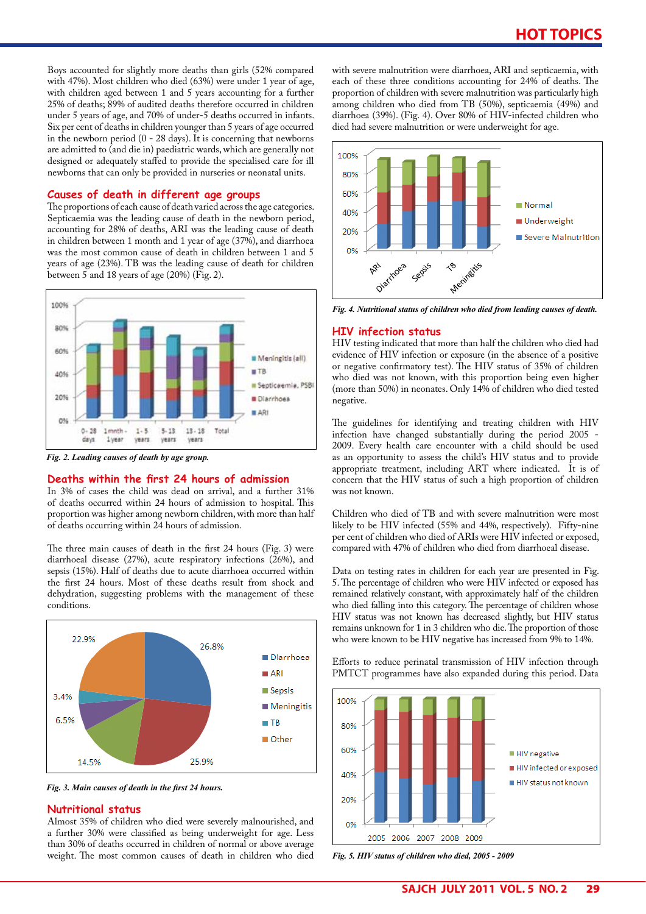Boys accounted for slightly more deaths than girls (52% compared with 47%). Most children who died (63%) were under 1 year of age, with children aged between 1 and 5 years accounting for a further 25% of deaths; 89% of audited deaths therefore occurred in children under 5 years of age, and 70% of under-5 deaths occurred in infants. Six per cent of deaths in children younger than 5 years of age occurred in the newborn period (0 - 28 days). It is concerning that newborns are admitted to (and die in) paediatric wards, which are generally not designed or adequately staffed to provide the specialised care for ill newborns that can only be provided in nurseries or neonatal units.

## Causes of death in different age groups

The proportions of each cause of death varied across the age categories. Septicaemia was the leading cause of death in the newborn period, accounting for 28% of deaths, ARI was the leading cause of death in children between 1 month and 1 year of age (37%), and diarrhoea was the most common cause of death in children between 1 and 5 years of age (23%). TB was the leading cause of death for children between 5 and 18 years of age (20%) (Fig. 2).

*Fig. 2. Leading causes of death by age group.*

## Deaths within the first 24 hours of admission

In 3% of cases the child was dead on arrival, and a further 31% of deaths occurred within 24 hours of admission to hospital. This proportion was higher among newborn children, with more than half of deaths occurring within 24 hours of admission.

The three main causes of death in the first 24 hours (Fig. 3) were diarrhoeal disease (27%), acute respiratory infections (26%), and sepsis (15%). Half of deaths due to acute diarrhoea occurred within the first 24 hours. Most of these deaths result from shock and dehydration, suggesting problems with the management of these conditions.

*Fig. 3. Main causes of death in the first 24 hours.*

## Nutritional status

Almost 35% of children who died were severely malnourished, and a further 30% were classified as being underweight for age. Less than 30% of deaths occurred in children of normal or above average weight. The most common causes of death in children who died with severe malnutrition were diarrhoea, ARI and septicaemia, with each of these three conditions accounting for 24% of deaths. The proportion of children with severe malnutrition was particularly high among children who died from TB (50%), septicaemia (49%) and diarrhoea (39%). (Fig. 4). Over 80% of HIV-infected children who died had severe malnutrition or were underweight for age.

*Fig. 4. Nutritional status of children who died from leading causes of death.*

## HIV infection status

HIV testing indicated that more than half the children who died had evidence of HIV infection or exposure (in the absence of a positive or negative confirmatory test). The HIV status of 35% of children who died was not known, with this proportion being even higher (more than 50%) in neonates. Only 14% of children who died tested negative.

The guidelines for identifying and treating children with HIV infection have changed substantially during the period 2005 - 2009. Every health care encounter with a child should be used as an opportunity to assess the child's HIV status and to provide appropriate treatment, including ART where indicated. It is of concern that the HIV status of such a high proportion of children was not known.

Children who died of TB and with severe malnutrition were most likely to be HIV infected (55% and 44%, respectively). Fifty-nine per cent of children who died of ARIs were HIV infected or exposed, compared with 47% of children who died from diarrhoeal disease.

Data on testing rates in children for each year are presented in Fig. 5. The percentage of children who were HIV infected or exposed has remained relatively constant, with approximately half of the children who died falling into this category. The percentage of children whose HIV status was not known has decreased slightly, but HIV status remains unknown for 1 in 3 children who die. The proportion of those who were known to be HIV negative has increased from 9% to 14%.

Efforts to reduce perinatal transmission of HIV infection through PMTCT programmes have also expanded during this period. Data

*Fig. 5. HIV status of children who died, 2005 - 2009*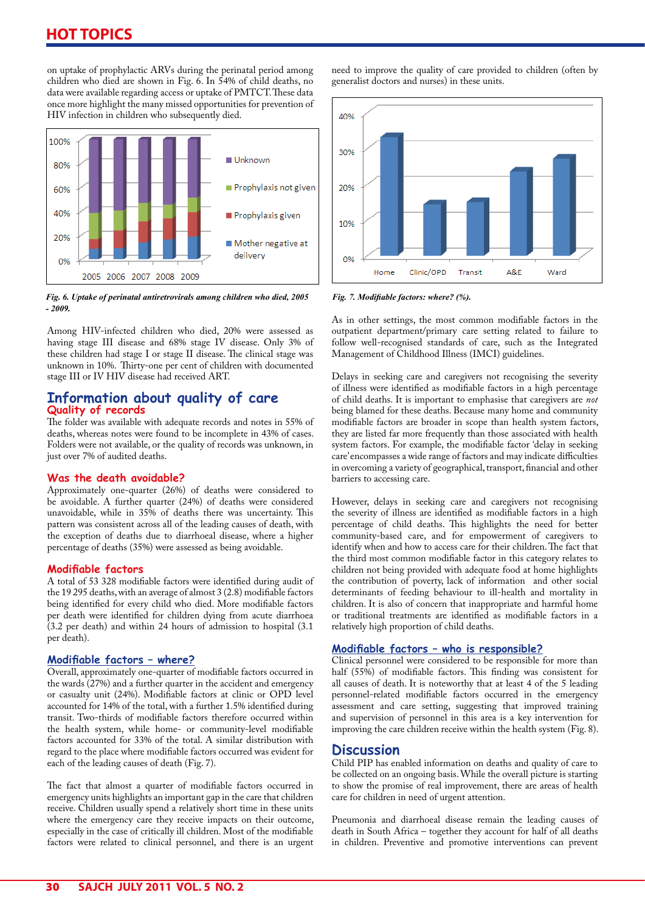on uptake of prophylactic ARVs during the perinatal period among children who died are shown in Fig. 6. In 54% of child deaths, no data were available regarding access or uptake of PMTCT. These data once more highlight the many missed opportunities for prevention of HIV infection in children who subsequently died.

*Fig. 6. Uptake of perinatal antiretrovirals among children who died, 2005 - 2009.*

Among HIV-infected children who died, 20% were assessed as having stage III disease and 68% stage IV disease. Only 3% of these children had stage I or stage II disease. The clinical stage was unknown in 10%. Thirty-one per cent of children with documented stage III or IV HIV disease had received ART.

## Information about quality of care

### Quality of records

The folder was available with adequate records and notes in 55% of deaths, whereas notes were found to be incomplete in 43% of cases. Folders were not available, or the quality of records was unknown, in just over 7% of audited deaths.

### Was the death avoidable?

Approximately one-quarter (26%) of deaths were considered to be avoidable. A further quarter (24%) of deaths were considered unavoidable, while in 35% of deaths there was uncertainty. This pattern was consistent across all of the leading causes of death, with the exception of deaths due to diarrhoeal disease, where a higher percentage of deaths (35%) were assessed as being avoidable.

### Modifiable factors

A total of 53 328 modifiable factors were identified during audit of the 19 295 deaths, with an average of almost 3 (2.8) modifiable factors being identified for every child who died. More modifiable factors per death were identified for children dying from acute diarrhoea (3.2 per death) and within 24 hours of admission to hospital (3.1 per death).

### Modifiable factors – where?

Overall, approximately one-quarter of modifiable factors occurred in the wards (27%) and a further quarter in the accident and emergency or casualty unit (24%). Modifiable factors at clinic or OPD level accounted for 14% of the total, with a further 1.5% identified during transit. Two-thirds of modifiable factors therefore occurred within the health system, while home- or community-level modifiable factors accounted for 33% of the total. A similar distribution with regard to the place where modifiable factors occurred was evident for each of the leading causes of death (Fig. 7).

The fact that almost a quarter of modifiable factors occurred in emergency units highlights an important gap in the care that children receive. Children usually spend a relatively short time in these units where the emergency care they receive impacts on their outcome, especially in the case of critically ill children. Most of the modifiable factors were related to clinical personnel, and there is an urgent need to improve the quality of care provided to children (often by generalist doctors and nurses) in these units.

*Fig. 7. Modifiable factors: where? (%).*

As in other settings, the most common modifiable factors in the outpatient department/primary care setting related to failure to follow well-recognised standards of care, such as the Integrated Management of Childhood Illness (IMCI) guidelines.

Delays in seeking care and caregivers not recognising the severity of illness were identified as modifiable factors in a high percentage of child deaths. It is important to emphasise that caregivers are *not* being blamed for these deaths. Because many home and community modifiable factors are broader in scope than health system factors, they are listed far more frequently than those associated with health system factors. For example, the modifiable factor 'delay in seeking care' encompasses a wide range of factors and may indicate difficulties in overcoming a variety of geographical, transport, financial and other barriers to accessing care.

However, delays in seeking care and caregivers not recognising the severity of illness are identified as modifiable factors in a high percentage of child deaths. This highlights the need for better community-based care, and for empowerment of caregivers to identify when and how to access care for their children. The fact that the third most common modifiable factor in this category relates to children not being provided with adequate food at home highlights the contribution of poverty, lack of information and other social determinants of feeding behaviour to ill-health and mortality in children. It is also of concern that inappropriate and harmful home or traditional treatments are identified as modifiable factors in a relatively high proportion of child deaths.

### Modifiable factors – who is responsible?

Clinical personnel were considered to be responsible for more than half (55%) of modifiable factors. This finding was consistent for all causes of death. It is noteworthy that at least 4 of the 5 leading personnel-related modifiable factors occurred in the emergency assessment and care setting, suggesting that improved training and supervision of personnel in this area is a key intervention for improving the care children receive within the health system (Fig. 8).

## Discussion

Child PIP has enabled information on deaths and quality of care to be collected on an ongoing basis. While the overall picture is starting to show the promise of real improvement, there are areas of health care for children in need of urgent attention.

Pneumonia and diarrhoeal disease remain the leading causes of death in South Africa – together they account for half of all deaths in children. Preventive and promotive interventions can prevent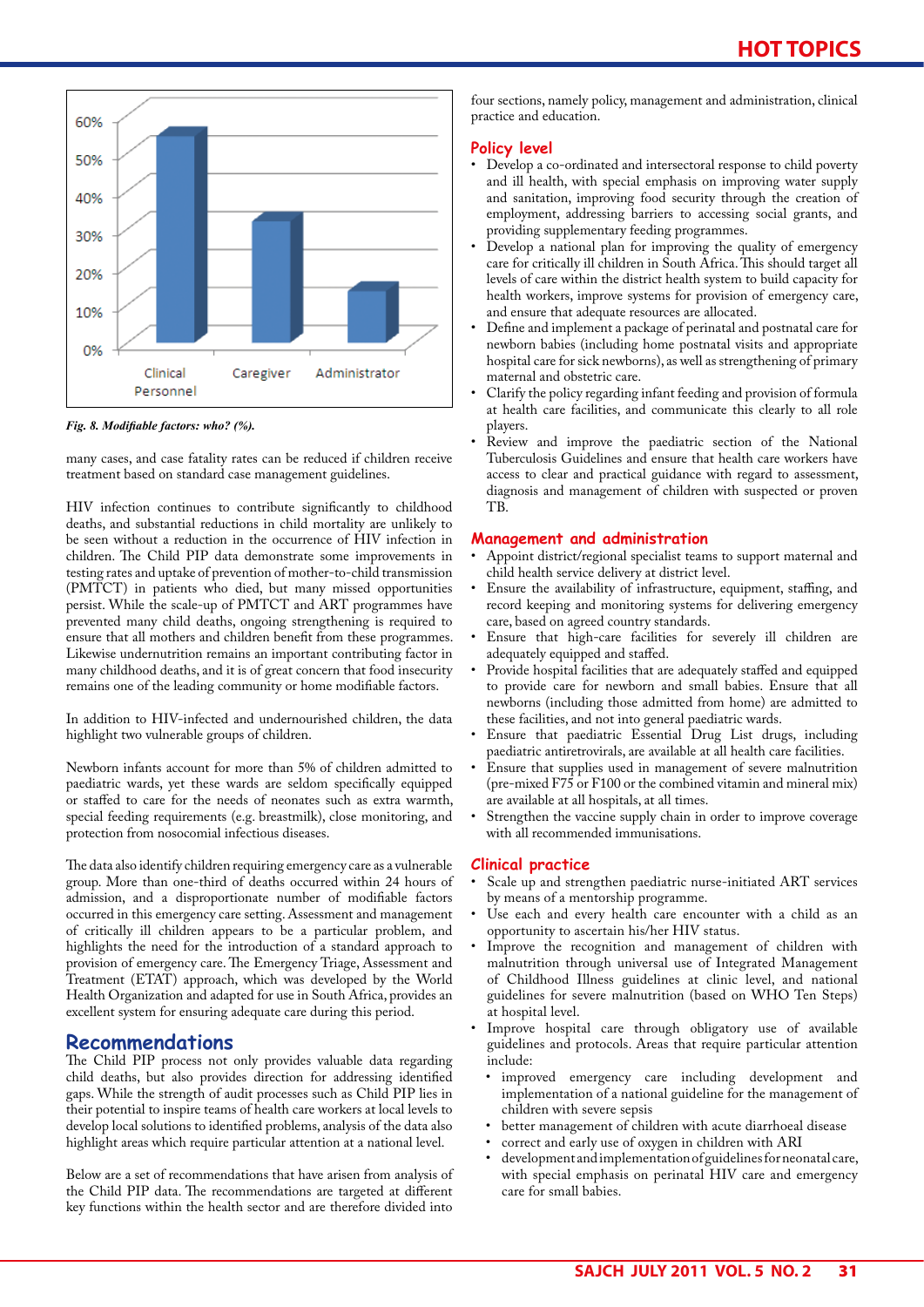Fig. 8. *Modifiable factors: who? (%).*

many cases, and case fatality rates can be reduced if children receive treatment based on standard case management guidelines.

HIV infection continues to contribute significantly to childhood deaths, and substantial reductions in child mortality are unlikely to be seen without a reduction in the occurrence of HIV infection in children. The Child PIP data demonstrate some improvements in testing rates and uptake of prevention of mother-to-child transmission (PMTCT) in patients who died, but many missed opportunities persist. While the scale-up of PMTCT and ART programmes have prevented many child deaths, ongoing strengthening is required to ensure that all mothers and children benefit from these programmes. Likewise undernutrition remains an important contributing factor in many childhood deaths, and it is of great concern that food insecurity remains one of the leading community or home modifiable factors.

In addition to HIV-infected and undernourished children, the data highlight two vulnerable groups of children.

Newborn infants account for more than 5% of children admitted to paediatric wards, yet these wards are seldom specifically equipped or staffed to care for the needs of neonates such as extra warmth, special feeding requirements (e.g. breastmilk), close monitoring, and protection from nosocomial infectious diseases.

The data also identify children requiring emergency care as a vulnerable group. More than one-third of deaths occurred within 24 hours of admission, and a disproportionate number of modifiable factors occurred in this emergency care setting. Assessment and management of critically ill children appears to be a particular problem, and highlights the need for the introduction of a standard approach to provision of emergency care. The Emergency Triage, Assessment and Treatment (ETAT) approach, which was developed by the World Health Organization and adapted for use in South Africa, provides an excellent system for ensuring adequate care during this period.

## Recommendations

The Child PIP process not only provides valuable data regarding child deaths, but also provides direction for addressing identified gaps. While the strength of audit processes such as Child PIP lies in their potential to inspire teams of health care workers at local levels to develop local solutions to identified problems, analysis of the data also highlight areas which require particular attention at a national level.

Below are a set of recommendations that have arisen from analysis of the Child PIP data. The recommendations are targeted at different key functions within the health sector and are therefore divided into four sections, namely policy, management and administration, clinical practice and education.

### Policy level

- Develop a co-ordinated and intersectoral response to child poverty and ill health, with special emphasis on improving water supply and sanitation, improving food security through the creation of employment, addressing barriers to accessing social grants, and providing supplementary feeding programmes.
- Develop a national plan for improving the quality of emergency care for critically ill children in South Africa. This should target all levels of care within the district health system to build capacity for health workers, improve systems for provision of emergency care, and ensure that adequate resources are allocated.
- Define and implement a package of perinatal and postnatal care for newborn babies (including home postnatal visits and appropriate hospital care for sick newborns), as well as strengthening of primary maternal and obstetric care.
- Clarify the policy regarding infant feeding and provision of formula at health care facilities, and communicate this clearly to all role players.
- Review and improve the paediatric section of the National Tuberculosis Guidelines and ensure that health care workers have access to clear and practical guidance with regard to assessment, diagnosis and management of children with suspected or proven TB.

### Management and administration

- Appoint district/regional specialist teams to support maternal and child health service delivery at district level.
- Ensure the availability of infrastructure, equipment, staffing, and record keeping and monitoring systems for delivering emergency care, based on agreed country standards.
- Ensure that high-care facilities for severely ill children are adequately equipped and staffed.
- Provide hospital facilities that are adequately staffed and equipped to provide care for newborn and small babies. Ensure that all newborns (including those admitted from home) are admitted to these facilities, and not into general paediatric wards.
- Ensure that paediatric Essential Drug List drugs, including paediatric antiretrovirals, are available at all health care facilities.
- Ensure that supplies used in management of severe malnutrition (pre-mixed F75 or F100 or the combined vitamin and mineral mix) are available at all hospitals, at all times.
- Strengthen the vaccine supply chain in order to improve coverage with all recommended immunisations.

### Clinical practice

- Scale up and strengthen paediatric nurse-initiated ART services by means of a mentorship programme.
- Use each and every health care encounter with a child as an opportunity to ascertain his/her HIV status.
- Improve the recognition and management of children with malnutrition through universal use of Integrated Management of Childhood Illness guidelines at clinic level, and national guidelines for severe malnutrition (based on WHO Ten Steps) at hospital level.
- Improve hospital care through obligatory use of available guidelines and protocols. Areas that require particular attention include:
  - improved emergency care including development and implementation of a national guideline for the management of children with severe sepsis
  - better management of children with acute diarrhoeal disease
  - correct and early use of oxygen in children with ARI
  - development and implementation of guidelines for neonatal care, with special emphasis on perinatal HIV care and emergency care for small babies.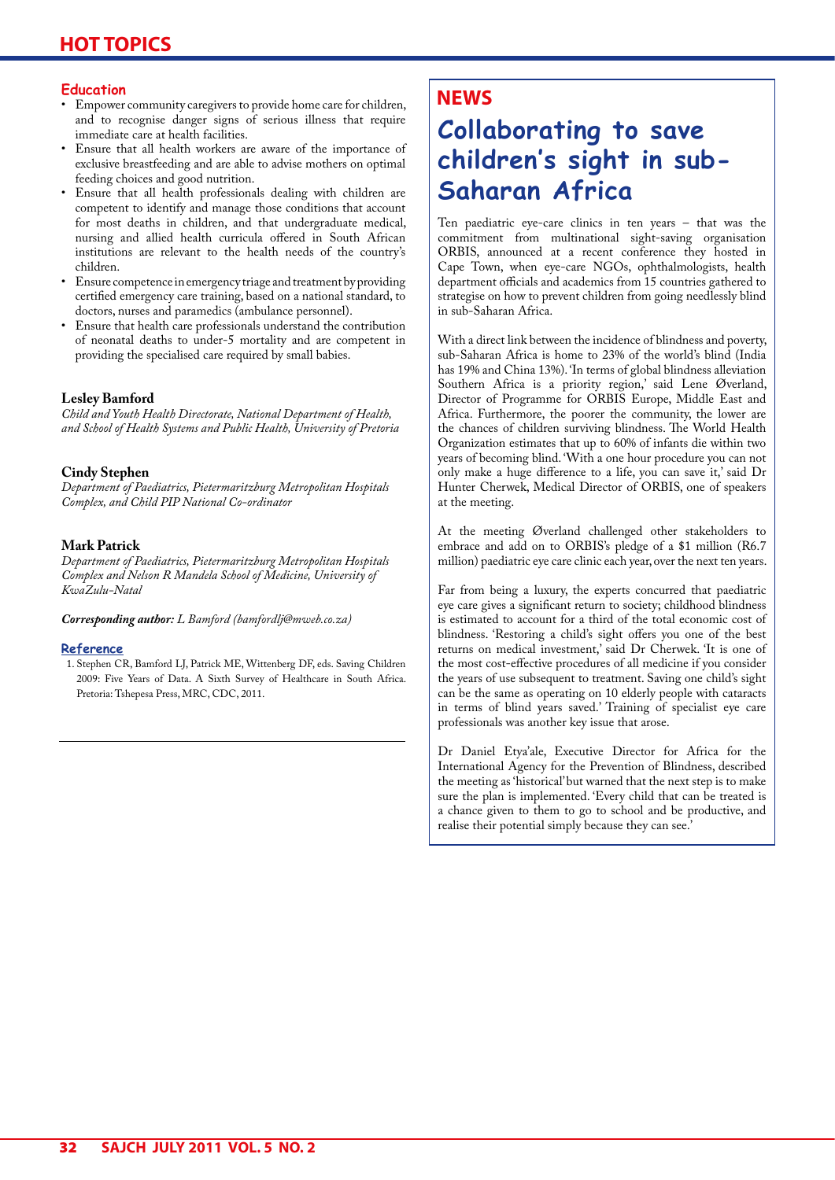### Education

- Empower community caregivers to provide home care for children, and to recognise danger signs of serious illness that require immediate care at health facilities.
- Ensure that all health workers are aware of the importance of exclusive breastfeeding and are able to advise mothers on optimal feeding choices and good nutrition.
- Ensure that all health professionals dealing with children are competent to identify and manage those conditions that account for most deaths in children, and that undergraduate medical, nursing and allied health curricula offered in South African institutions are relevant to the health needs of the country's children.
- Ensure competence in emergency triage and treatment by providing certified emergency care training, based on a national standard, to doctors, nurses and paramedics (ambulance personnel).
- Ensure that health care professionals understand the contribution of neonatal deaths to under-5 mortality and are competent in providing the specialised care required by small babies.

**Lesley Bamford**
*Child and Youth Health Directorate, National Department of Health, and School of Health Systems and Public Health, University of Pretoria*

**Cindy Stephen**
*Department of Paediatrics, Pietermaritzburg Metropolitan Hospitals Complex, and Child PIP National Co-ordinator*

**Mark Patrick**
*Department of Paediatrics, Pietermaritzburg Metropolitan Hospitals Complex and Nelson R Mandela School of Medicine, University of KwaZulu-Natal*

***Corresponding author:*** *L Bamford (bamfordlj@mweb.co.za)*

### Reference

1. Stephen CR, Bamford LJ, Patrick ME, Wittenberg DF, eds. Saving Children 2009: Five Years of Data. A Sixth Survey of Healthcare in South Africa. Pretoria: Tshepesa Press, MRC, CDC, 2011.

## NEWS

# Collaborating to save children's sight in sub-Saharan Africa

Ten paediatric eye-care clinics in ten years – that was the commitment from multinational sight-saving organisation ORBIS, announced at a recent conference they hosted in Cape Town, when eye-care NGOs, ophthalmologists, health department officials and academics from 15 countries gathered to strategise on how to prevent children from going needlessly blind in sub-Saharan Africa.

With a direct link between the incidence of blindness and poverty, sub-Saharan Africa is home to 23% of the world's blind (India has 19% and China 13%). 'In terms of global blindness alleviation Southern Africa is a priority region,' said Lene Øverland, Director of Programme for ORBIS Europe, Middle East and Africa. Furthermore, the poorer the community, the lower are the chances of children surviving blindness. The World Health Organization estimates that up to 60% of infants die within two years of becoming blind. 'With a one hour procedure you can not only make a huge difference to a life, you can save it,' said Dr Hunter Cherwek, Medical Director of ORBIS, one of speakers at the meeting.

At the meeting Øverland challenged other stakeholders to embrace and add on to ORBIS's pledge of a $1 million (R6.7 million) paediatric eye care clinic each year, over the next ten years.

Far from being a luxury, the experts concurred that paediatric eye care gives a significant return to society; childhood blindness is estimated to account for a third of the total economic cost of blindness. 'Restoring a child's sight offers you one of the best returns on medical investment,' said Dr Cherwek. 'It is one of the most cost-effective procedures of all medicine if you consider the years of use subsequent to treatment. Saving one child's sight can be the same as operating on 10 elderly people with cataracts in terms of blind years saved.' Training of specialist eye care professionals was another key issue that arose.

Dr Daniel Etya'ale, Executive Director for Africa for the International Agency for the Prevention of Blindness, described the meeting as 'historical' but warned that the next step is to make sure the plan is implemented. 'Every child that can be treated is a chance given to them to go to school and be productive, and realise their potential simply because they can see.'